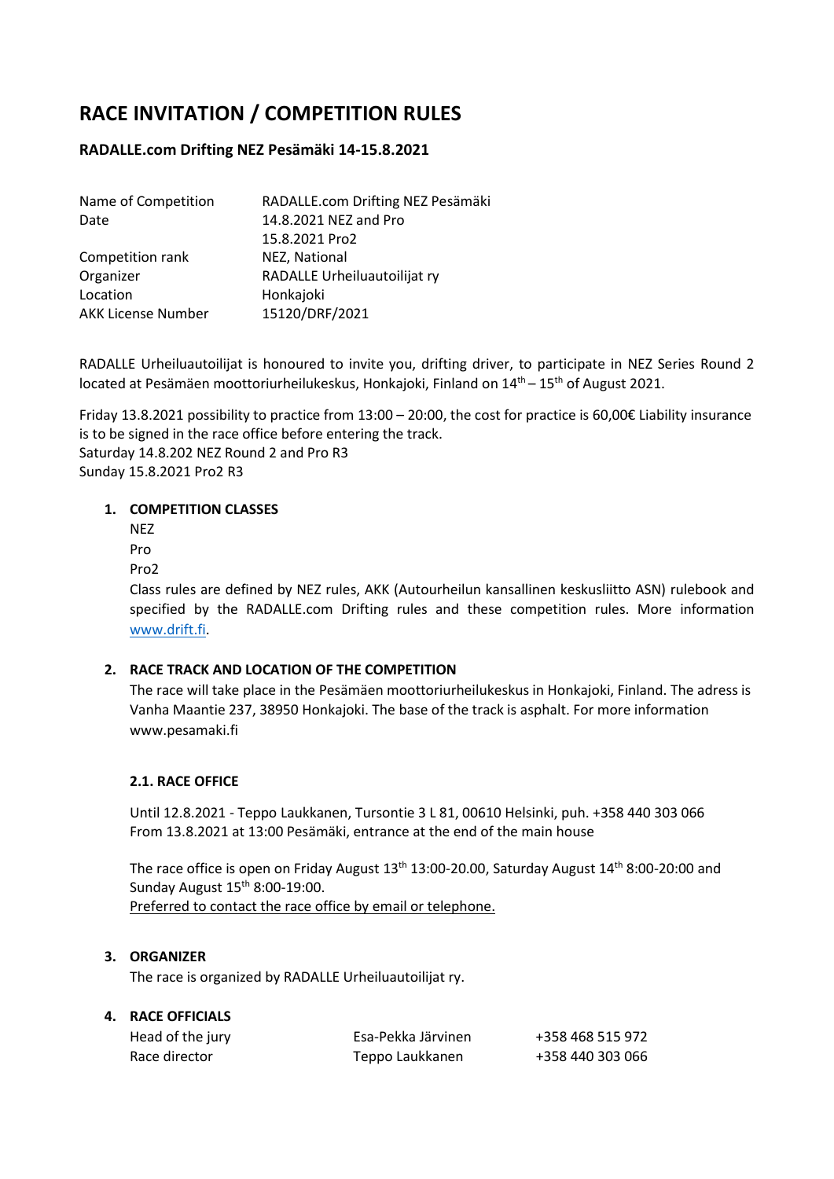# RACE INVITATION / COMPETITION RULES

## RADALLE.com Drifting NEZ Pesämäki 14-15.8.2021

| | |
|---|---|
| Name of Competition | RADALLE.com Drifting NEZ Pesämäki |
| Date | 14.8.2021 NEZ and Pro |
| | 15.8.2021 Pro2 |
| Competition rank | NEZ, National |
| Organizer | RADALLE Urheiluautoilijat ry |
| Location | Honkajoki |
| AKK License Number | 15120/DRF/2021 |

RADALLE Urheiluautoilijat is honoured to invite you, drifting driver, to participate in NEZ Series Round 2 located at Pesämäen moottoriurheilukeskus, Honkajoki, Finland on 14th – 15th of August 2021.

Friday 13.8.2021 possibility to practice from 13:00 – 20:00, the cost for practice is 60,00€ Liability insurance is to be signed in the race office before entering the track.
Saturday 14.8.202 NEZ Round 2 and Pro R3
Sunday 15.8.2021 Pro2 R3

1. **COMPETITION CLASSES**

   NEZ
   Pro
   Pro2

   Class rules are defined by NEZ rules, AKK (Autourheilun kansallinen keskusliitto ASN) rulebook and specified by the RADALLE.com Drifting rules and these competition rules. More information www.drift.fi.

2. **RACE TRACK AND LOCATION OF THE COMPETITION**

   The race will take place in the Pesämäen moottoriurheilukeskus in Honkajoki, Finland. The adress is Vanha Maantie 237, 38950 Honkajoki. The base of the track is asphalt. For more information www.pesamaki.fi

   **2.1. RACE OFFICE**

   Until 12.8.2021 - Teppo Laukkanen, Tursontie 3 L 81, 00610 Helsinki, puh. +358 440 303 066
   From 13.8.2021 at 13:00 Pesämäki, entrance at the end of the main house

   The race office is open on Friday August 13th 13:00-20.00, Saturday August 14th 8:00-20:00 and Sunday August 15th 8:00-19:00.
   Preferred to contact the race office by email or telephone.

3. **ORGANIZER**

   The race is organized by RADALLE Urheiluautoilijat ry.

4. **RACE OFFICIALS**

| | | |
|---|---|---|
| Head of the jury | Esa-Pekka Järvinen | +358 468 515 972 |
| Race director | Teppo Laukkanen | +358 440 303 066 |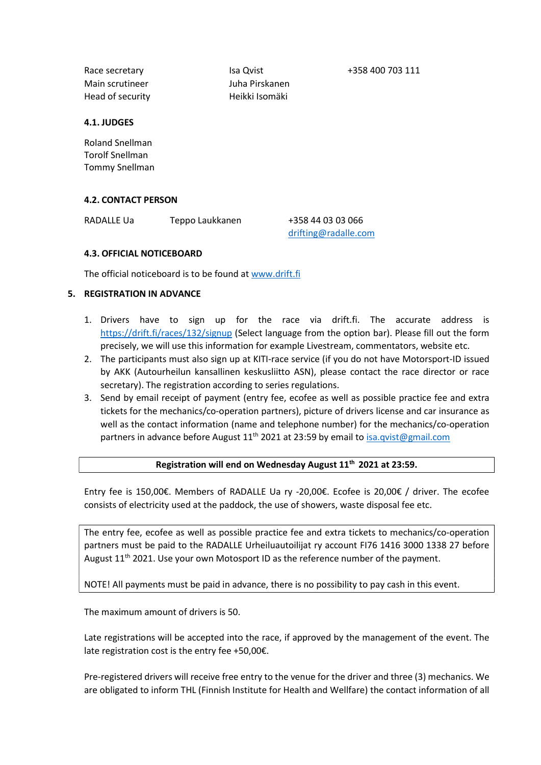| | | |
|---|---|---|
| Race secretary | Isa Qvist | +358 400 703 111 |
| Main scrutineer | Juha Pirskanen | |
| Head of security | Heikki Isomäki | |

### 4.1. JUDGES

Roland Snellman
Torolf Snellman
Tommy Snellman

### 4.2. CONTACT PERSON

| | | |
|---|---|---|
| RADALLE Ua | Teppo Laukkanen | +358 44 03 03 066<br>drifting@radalle.com |

### 4.3. OFFICIAL NOTICEBOARD

The official noticeboard is to be found at www.drift.fi

## 5. REGISTRATION IN ADVANCE

1. Drivers have to sign up for the race via drift.fi. The accurate address is https://drift.fi/races/132/signup (Select language from the option bar). Please fill out the form precisely, we will use this information for example Livestream, commentators, website etc.
2. The participants must also sign up at KITI-race service (if you do not have Motorsport-ID issued by AKK (Autourheilun kansallinen keskusliitto ASN), please contact the race director or race secretary). The registration according to series regulations.
3. Send by email receipt of payment (entry fee, ecofee as well as possible practice fee and extra tickets for the mechanics/co-operation partners), picture of drivers license and car insurance as well as the contact information (name and telephone number) for the mechanics/co-operation partners in advance before August 11th 2021 at 23:59 by email to isa.qvist@gmail.com

**Registration will end on Wednesday August 11th 2021 at 23:59.**

Entry fee is 150,00€. Members of RADALLE Ua ry -20,00€. Ecofee is 20,00€ / driver. The ecofee consists of electricity used at the paddock, the use of showers, waste disposal fee etc.

The entry fee, ecofee as well as possible practice fee and extra tickets to mechanics/co-operation partners must be paid to the RADALLE Urheiluautoilijat ry account FI76 1416 3000 1338 27 before August 11th 2021. Use your own Motosport ID as the reference number of the payment.

NOTE! All payments must be paid in advance, there is no possibility to pay cash in this event.

The maximum amount of drivers is 50.

Late registrations will be accepted into the race, if approved by the management of the event. The late registration cost is the entry fee +50,00€.

Pre-registered drivers will receive free entry to the venue for the driver and three (3) mechanics. We are obligated to inform THL (Finnish Institute for Health and Wellfare) the contact information of all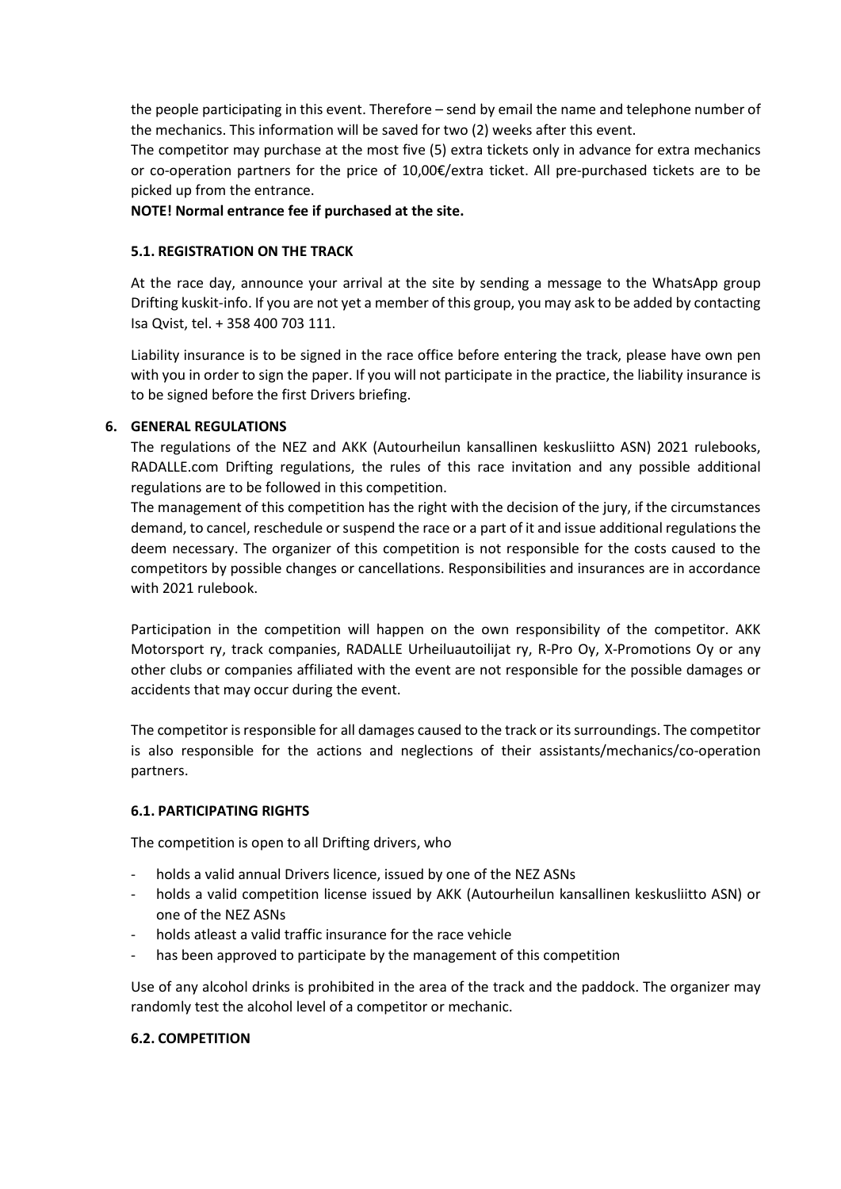the people participating in this event. Therefore – send by email the name and telephone number of the mechanics. This information will be saved for two (2) weeks after this event.

The competitor may purchase at the most five (5) extra tickets only in advance for extra mechanics or co-operation partners for the price of 10,00€/extra ticket. All pre-purchased tickets are to be picked up from the entrance.

**NOTE! Normal entrance fee if purchased at the site.**

### 5.1. REGISTRATION ON THE TRACK

At the race day, announce your arrival at the site by sending a message to the WhatsApp group Drifting kuskit-info. If you are not yet a member of this group, you may ask to be added by contacting Isa Qvist, tel. + 358 400 703 111.

Liability insurance is to be signed in the race office before entering the track, please have own pen with you in order to sign the paper. If you will not participate in the practice, the liability insurance is to be signed before the first Drivers briefing.

## 6. GENERAL REGULATIONS

The regulations of the NEZ and AKK (Autourheilun kansallinen keskusliitto ASN) 2021 rulebooks, RADALLE.com Drifting regulations, the rules of this race invitation and any possible additional regulations are to be followed in this competition.

The management of this competition has the right with the decision of the jury, if the circumstances demand, to cancel, reschedule or suspend the race or a part of it and issue additional regulations the deem necessary. The organizer of this competition is not responsible for the costs caused to the competitors by possible changes or cancellations. Responsibilities and insurances are in accordance with 2021 rulebook.

Participation in the competition will happen on the own responsibility of the competitor. AKK Motorsport ry, track companies, RADALLE Urheiluautoilijat ry, R-Pro Oy, X-Promotions Oy or any other clubs or companies affiliated with the event are not responsible for the possible damages or accidents that may occur during the event.

The competitor is responsible for all damages caused to the track or its surroundings. The competitor is also responsible for the actions and neglections of their assistants/mechanics/co-operation partners.

### 6.1. PARTICIPATING RIGHTS

The competition is open to all Drifting drivers, who

- holds a valid annual Drivers licence, issued by one of the NEZ ASNs
- holds a valid competition license issued by AKK (Autourheilun kansallinen keskusliitto ASN) or one of the NEZ ASNs
- holds atleast a valid traffic insurance for the race vehicle
- has been approved to participate by the management of this competition

Use of any alcohol drinks is prohibited in the area of the track and the paddock. The organizer may randomly test the alcohol level of a competitor or mechanic.

### 6.2. COMPETITION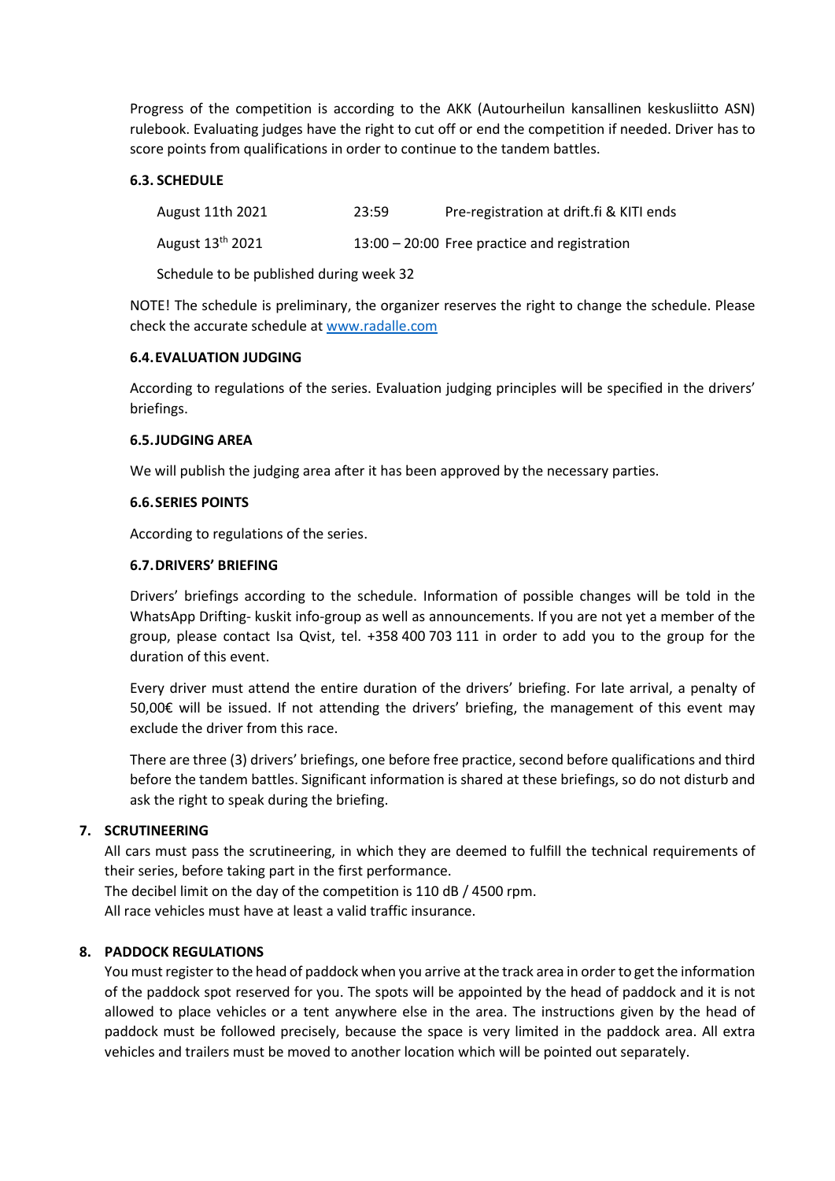Progress of the competition is according to the AKK (Autourheilun kansallinen keskusliitto ASN) rulebook. Evaluating judges have the right to cut off or end the competition if needed. Driver has to score points from qualifications in order to continue to the tandem battles.

### 6.3. SCHEDULE

| | | |
|---|---|---|
| August 11th 2021 | 23:59 | Pre-registration at drift.fi & KITI ends |
| August 13th 2021 | 13:00 – 20:00 | Free practice and registration |

Schedule to be published during week 32

NOTE! The schedule is preliminary, the organizer reserves the right to change the schedule. Please check the accurate schedule at www.radalle.com

### 6.4. EVALUATION JUDGING

According to regulations of the series. Evaluation judging principles will be specified in the drivers' briefings.

### 6.5. JUDGING AREA

We will publish the judging area after it has been approved by the necessary parties.

### 6.6. SERIES POINTS

According to regulations of the series.

### 6.7. DRIVERS' BRIEFING

Drivers' briefings according to the schedule. Information of possible changes will be told in the WhatsApp Drifting- kuskit info-group as well as announcements. If you are not yet a member of the group, please contact Isa Qvist, tel. +358 400 703 111 in order to add you to the group for the duration of this event.

Every driver must attend the entire duration of the drivers' briefing. For late arrival, a penalty of 50,00€ will be issued. If not attending the drivers' briefing, the management of this event may exclude the driver from this race.

There are three (3) drivers' briefings, one before free practice, second before qualifications and third before the tandem battles. Significant information is shared at these briefings, so do not disturb and ask the right to speak during the briefing.

## 7. SCRUTINEERING

All cars must pass the scrutineering, in which they are deemed to fulfill the technical requirements of their series, before taking part in the first performance.
The decibel limit on the day of the competition is 110 dB / 4500 rpm.
All race vehicles must have at least a valid traffic insurance.

## 8. PADDOCK REGULATIONS

You must register to the head of paddock when you arrive at the track area in order to get the information of the paddock spot reserved for you. The spots will be appointed by the head of paddock and it is not allowed to place vehicles or a tent anywhere else in the area. The instructions given by the head of paddock must be followed precisely, because the space is very limited in the paddock area. All extra vehicles and trailers must be moved to another location which will be pointed out separately.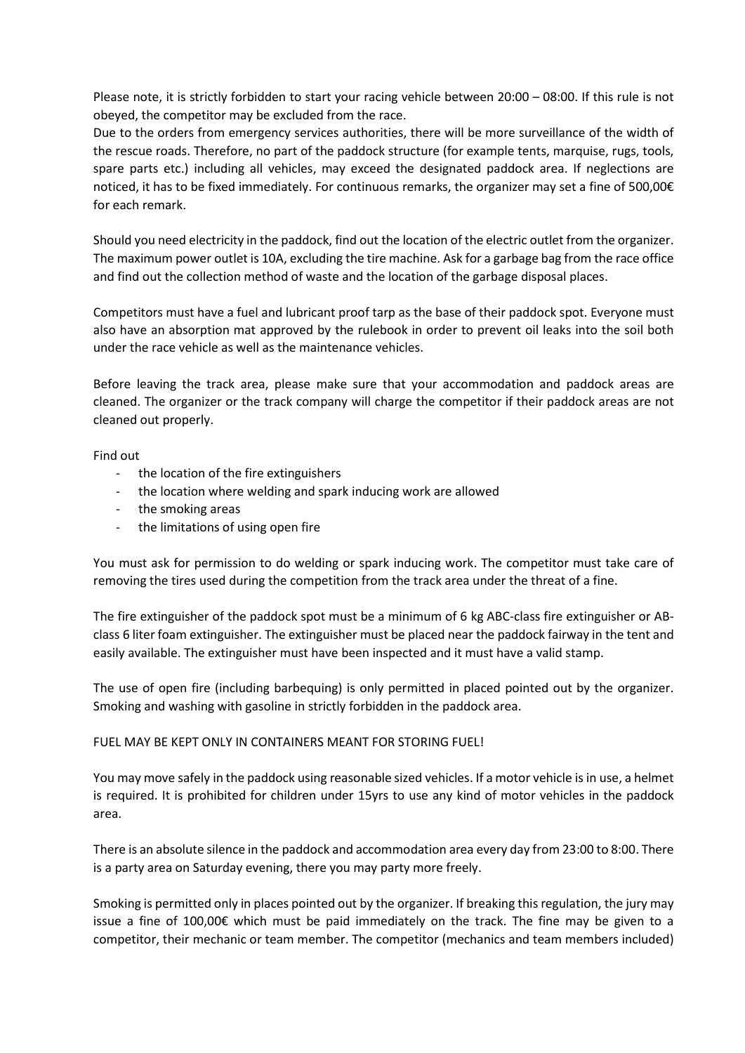Please note, it is strictly forbidden to start your racing vehicle between 20:00 – 08:00. If this rule is not obeyed, the competitor may be excluded from the race.
Due to the orders from emergency services authorities, there will be more surveillance of the width of the rescue roads. Therefore, no part of the paddock structure (for example tents, marquise, rugs, tools, spare parts etc.) including all vehicles, may exceed the designated paddock area. If neglections are noticed, it has to be fixed immediately. For continuous remarks, the organizer may set a fine of 500,00€ for each remark.

Should you need electricity in the paddock, find out the location of the electric outlet from the organizer. The maximum power outlet is 10A, excluding the tire machine. Ask for a garbage bag from the race office and find out the collection method of waste and the location of the garbage disposal places.

Competitors must have a fuel and lubricant proof tarp as the base of their paddock spot. Everyone must also have an absorption mat approved by the rulebook in order to prevent oil leaks into the soil both under the race vehicle as well as the maintenance vehicles.

Before leaving the track area, please make sure that your accommodation and paddock areas are cleaned. The organizer or the track company will charge the competitor if their paddock areas are not cleaned out properly.

Find out

- the location of the fire extinguishers
- the location where welding and spark inducing work are allowed
- the smoking areas
- the limitations of using open fire

You must ask for permission to do welding or spark inducing work. The competitor must take care of removing the tires used during the competition from the track area under the threat of a fine.

The fire extinguisher of the paddock spot must be a minimum of 6 kg ABC-class fire extinguisher or AB-class 6 liter foam extinguisher. The extinguisher must be placed near the paddock fairway in the tent and easily available. The extinguisher must have been inspected and it must have a valid stamp.

The use of open fire (including barbequing) is only permitted in placed pointed out by the organizer. Smoking and washing with gasoline in strictly forbidden in the paddock area.

FUEL MAY BE KEPT ONLY IN CONTAINERS MEANT FOR STORING FUEL!

You may move safely in the paddock using reasonable sized vehicles. If a motor vehicle is in use, a helmet is required. It is prohibited for children under 15yrs to use any kind of motor vehicles in the paddock area.

There is an absolute silence in the paddock and accommodation area every day from 23:00 to 8:00. There is a party area on Saturday evening, there you may party more freely.

Smoking is permitted only in places pointed out by the organizer. If breaking this regulation, the jury may issue a fine of 100,00€ which must be paid immediately on the track. The fine may be given to a competitor, their mechanic or team member. The competitor (mechanics and team members included)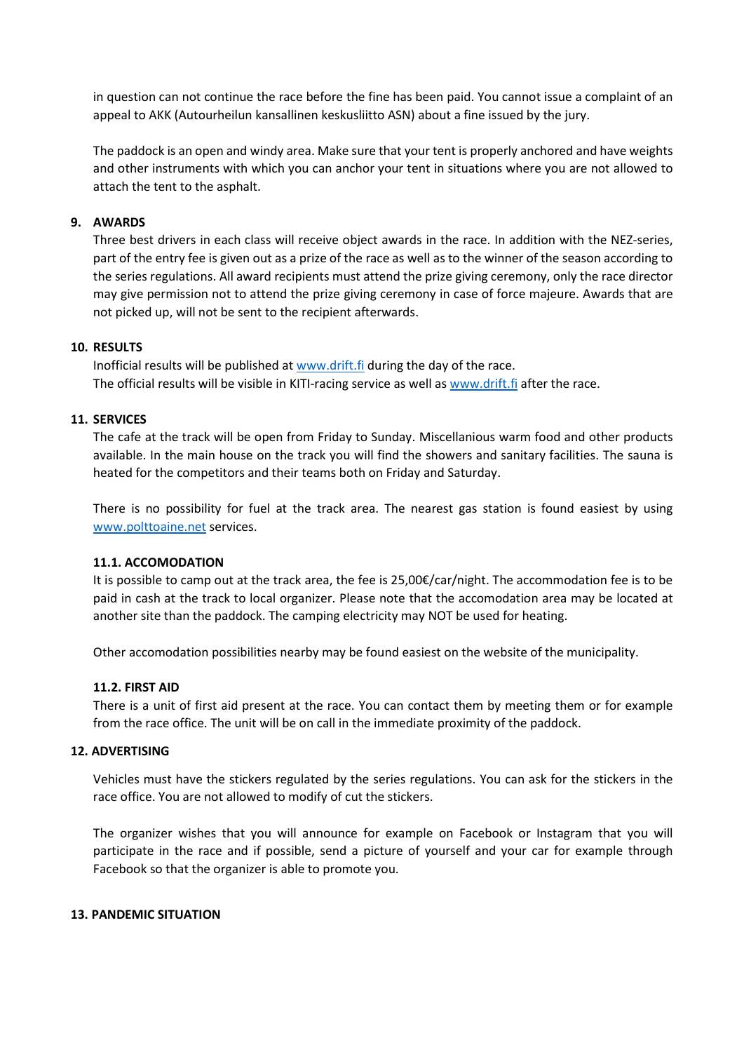in question can not continue the race before the fine has been paid. You cannot issue a complaint of an appeal to AKK (Autourheilun kansallinen keskusliitto ASN) about a fine issued by the jury.

The paddock is an open and windy area. Make sure that your tent is properly anchored and have weights and other instruments with which you can anchor your tent in situations where you are not allowed to attach the tent to the asphalt.

## 9. AWARDS

Three best drivers in each class will receive object awards in the race. In addition with the NEZ-series, part of the entry fee is given out as a prize of the race as well as to the winner of the season according to the series regulations. All award recipients must attend the prize giving ceremony, only the race director may give permission not to attend the prize giving ceremony in case of force majeure. Awards that are not picked up, will not be sent to the recipient afterwards.

## 10. RESULTS

Inofficial results will be published at www.drift.fi during the day of the race.
The official results will be visible in KITI-racing service as well as www.drift.fi after the race.

## 11. SERVICES

The cafe at the track will be open from Friday to Sunday. Miscellanious warm food and other products available. In the main house on the track you will find the showers and sanitary facilities. The sauna is heated for the competitors and their teams both on Friday and Saturday.

There is no possibility for fuel at the track area. The nearest gas station is found easiest by using www.polttoaine.net services.

### 11.1. ACCOMODATION

It is possible to camp out at the track area, the fee is 25,00€/car/night. The accommodation fee is to be paid in cash at the track to local organizer. Please note that the accomodation area may be located at another site than the paddock. The camping electricity may NOT be used for heating.

Other accomodation possibilities nearby may be found easiest on the website of the municipality.

### 11.2. FIRST AID

There is a unit of first aid present at the race. You can contact them by meeting them or for example from the race office. The unit will be on call in the immediate proximity of the paddock.

## 12. ADVERTISING

Vehicles must have the stickers regulated by the series regulations. You can ask for the stickers in the race office. You are not allowed to modify of cut the stickers.

The organizer wishes that you will announce for example on Facebook or Instagram that you will participate in the race and if possible, send a picture of yourself and your car for example through Facebook so that the organizer is able to promote you.

## 13. PANDEMIC SITUATION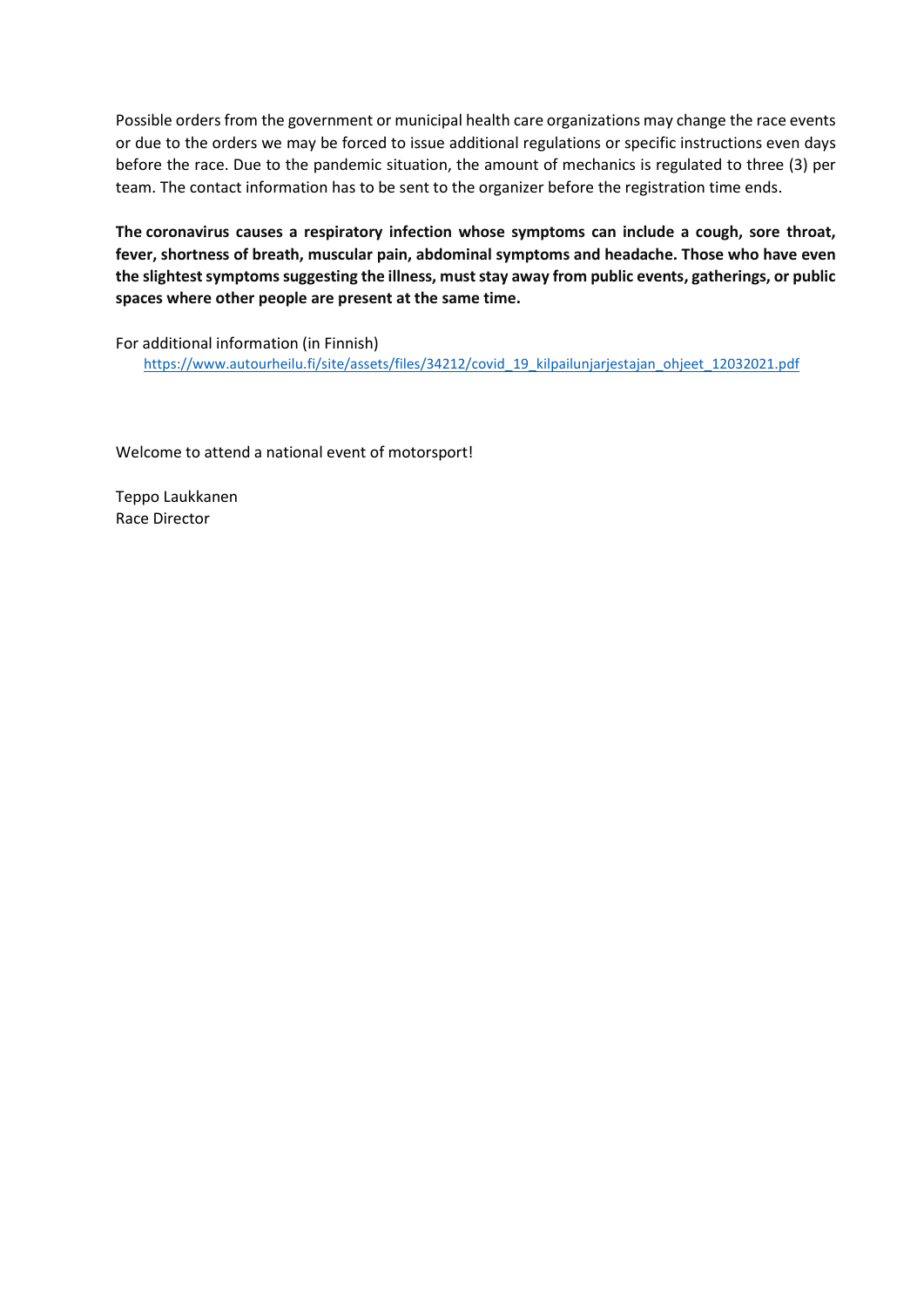Possible orders from the government or municipal health care organizations may change the race events or due to the orders we may be forced to issue additional regulations or specific instructions even days before the race. Due to the pandemic situation, the amount of mechanics is regulated to three (3) per team. The contact information has to be sent to the organizer before the registration time ends.

**The coronavirus causes a respiratory infection whose symptoms can include a cough, sore throat, fever, shortness of breath, muscular pain, abdominal symptoms and headache. Those who have even the slightest symptoms suggesting the illness, must stay away from public events, gatherings, or public spaces where other people are present at the same time.**

For additional information (in Finnish)

https://www.autourheilu.fi/site/assets/files/34212/covid_19_kilpailunjarjestajan_ohjeet_12032021.pdf

Welcome to attend a national event of motorsport!

Teppo Laukkanen
Race Director